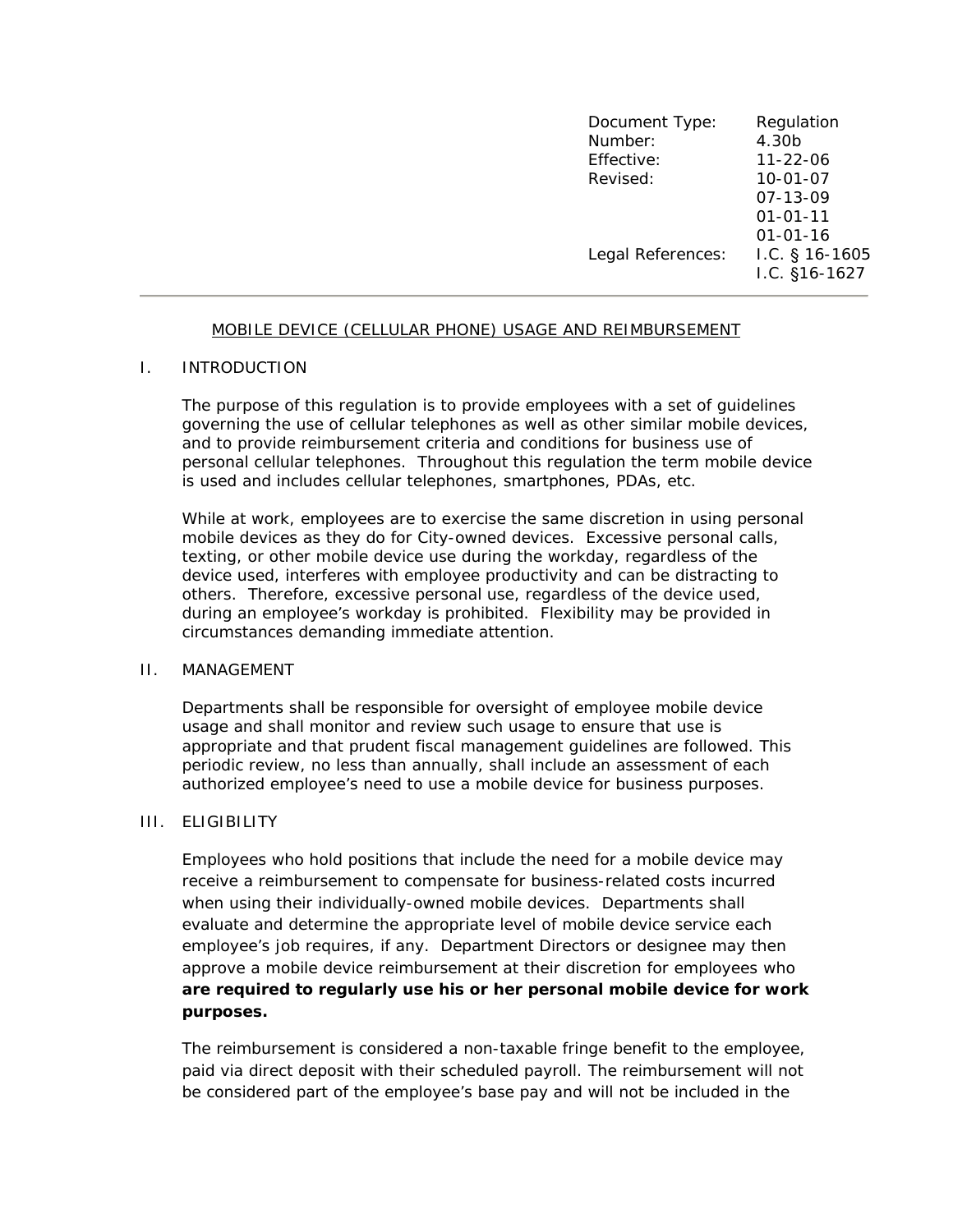| | |
|---|---|
| Document Type: | Regulation |
| Number: | 4.30b |
| Effective: | 11-22-06 |
| Revised: | 10-01-07 |
| | 07-13-09 |
| | 01-01-11 |
| | 01-01-16 |
| Legal References: | I.C. § 16-1605 |
| | I.C. §16-1627 |

# MOBILE DEVICE (CELLULAR PHONE) USAGE AND REIMBURSEMENT

## I. INTRODUCTION

The purpose of this regulation is to provide employees with a set of guidelines governing the use of cellular telephones as well as other similar mobile devices, and to provide reimbursement criteria and conditions for business use of personal cellular telephones. Throughout this regulation the term mobile device is used and includes cellular telephones, smartphones, PDAs, etc.

While at work, employees are to exercise the same discretion in using personal mobile devices as they do for City-owned devices. Excessive personal calls, texting, or other mobile device use during the workday, regardless of the device used, interferes with employee productivity and can be distracting to others. Therefore, excessive personal use, regardless of the device used, during an employee's workday is prohibited. Flexibility may be provided in circumstances demanding immediate attention.

## II. MANAGEMENT

Departments shall be responsible for oversight of employee mobile device usage and shall monitor and review such usage to ensure that use is appropriate and that prudent fiscal management guidelines are followed. This periodic review, no less than annually, shall include an assessment of each authorized employee's need to use a mobile device for business purposes.

## III. ELIGIBILITY

Employees who hold positions that include the need for a mobile device may receive a reimbursement to compensate for business-related costs incurred when using their individually-owned mobile devices. Departments shall evaluate and determine the appropriate level of mobile device service each employee's job requires, if any. Department Directors or designee may then approve a mobile device reimbursement at their discretion for employees who **are required to regularly use his or her personal mobile device for work purposes.**

The reimbursement is considered a non-taxable fringe benefit to the employee, paid via direct deposit with their scheduled payroll. The reimbursement will not be considered part of the employee's base pay and will not be included in the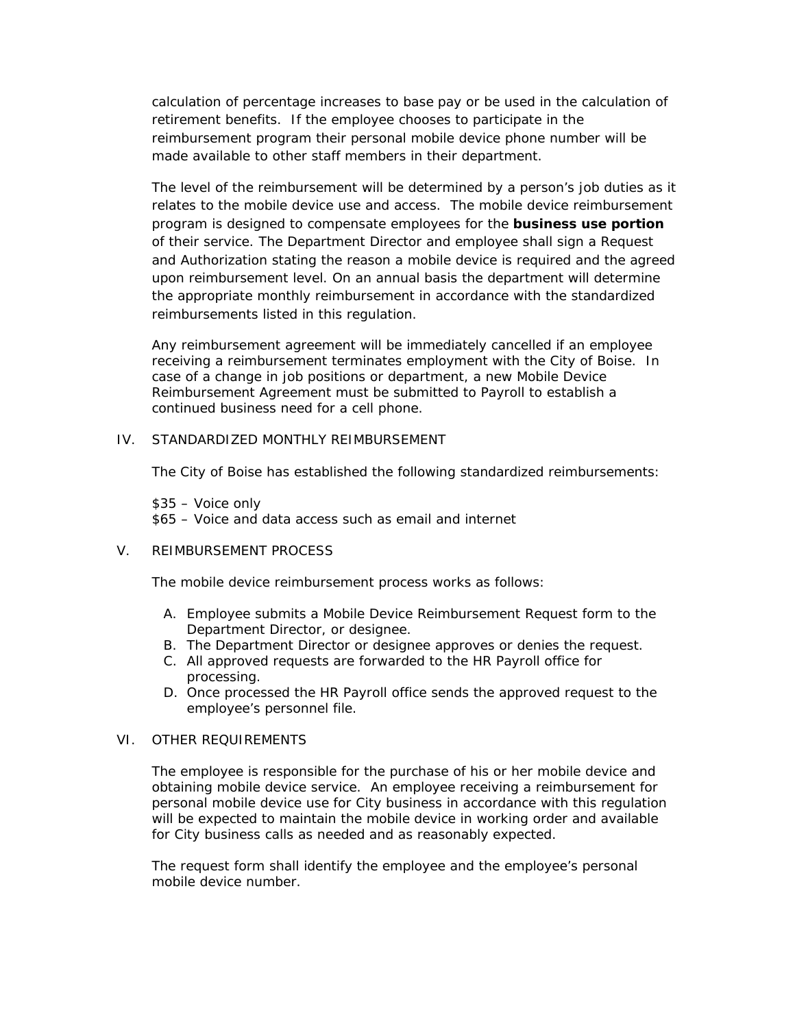calculation of percentage increases to base pay or be used in the calculation of retirement benefits. If the employee chooses to participate in the reimbursement program their personal mobile device phone number will be made available to other staff members in their department.

The level of the reimbursement will be determined by a person's job duties as it relates to the mobile device use and access. The mobile device reimbursement program is designed to compensate employees for the **business use portion** of their service. The Department Director and employee shall sign a Request and Authorization stating the reason a mobile device is required and the agreed upon reimbursement level. On an annual basis the department will determine the appropriate monthly reimbursement in accordance with the standardized reimbursements listed in this regulation.

Any reimbursement agreement will be immediately cancelled if an employee receiving a reimbursement terminates employment with the City of Boise. In case of a change in job positions or department, a new Mobile Device Reimbursement Agreement must be submitted to Payroll to establish a continued business need for a cell phone.

## IV. STANDARDIZED MONTHLY REIMBURSEMENT

The City of Boise has established the following standardized reimbursements:

$35 – Voice only
$65 – Voice and data access such as email and internet

## V. REIMBURSEMENT PROCESS

The mobile device reimbursement process works as follows:

A. Employee submits a Mobile Device Reimbursement Request form to the Department Director, or designee.
B. The Department Director or designee approves or denies the request.
C. All approved requests are forwarded to the HR Payroll office for processing.
D. Once processed the HR Payroll office sends the approved request to the employee's personnel file.

## VI. OTHER REQUIREMENTS

The employee is responsible for the purchase of his or her mobile device and obtaining mobile device service. An employee receiving a reimbursement for personal mobile device use for City business in accordance with this regulation will be expected to maintain the mobile device in working order and available for City business calls as needed and as reasonably expected.

The request form shall identify the employee and the employee's personal mobile device number.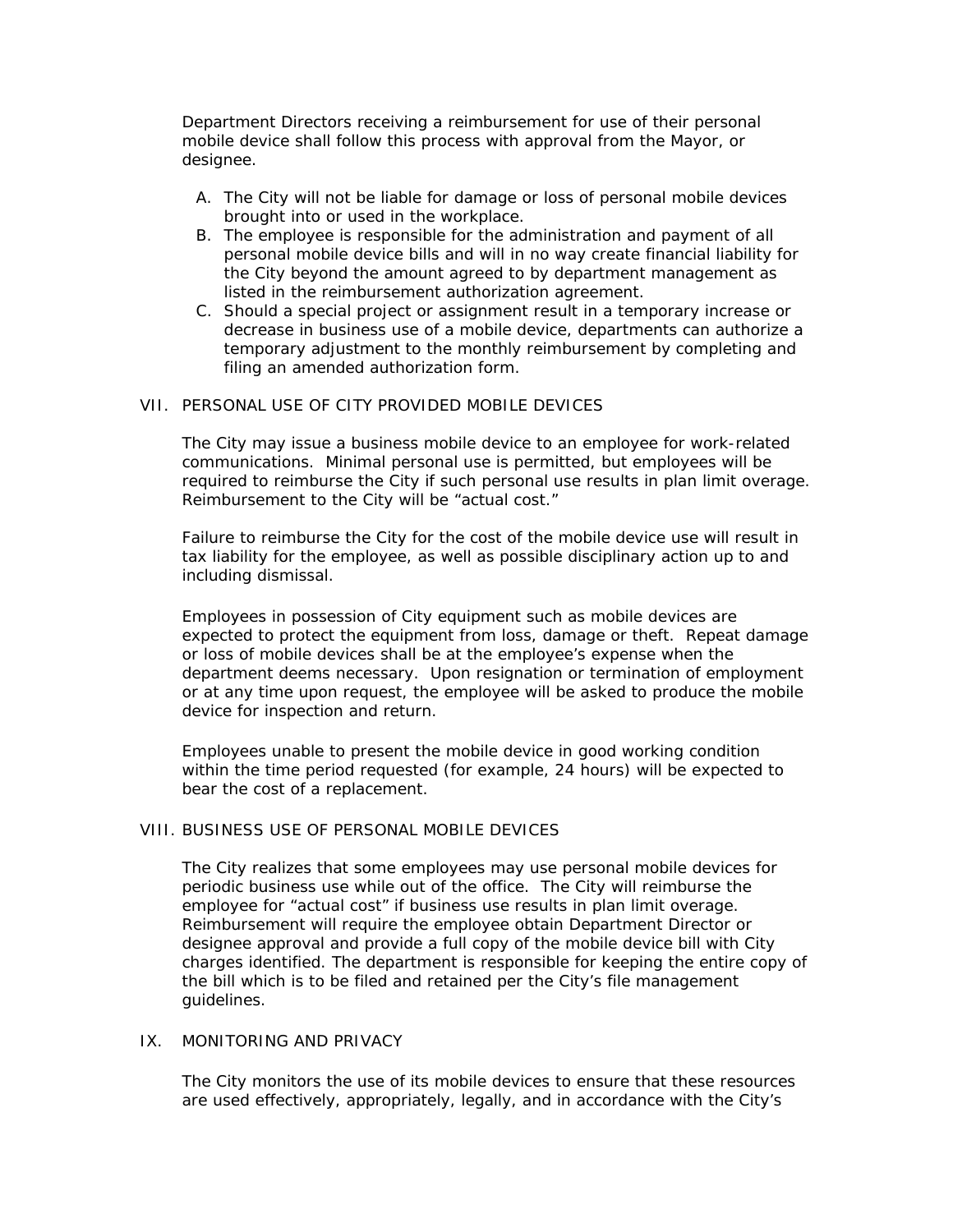Department Directors receiving a reimbursement for use of their personal mobile device shall follow this process with approval from the Mayor, or designee.

A. The City will not be liable for damage or loss of personal mobile devices brought into or used in the workplace.
B. The employee is responsible for the administration and payment of all personal mobile device bills and will in no way create financial liability for the City beyond the amount agreed to by department management as listed in the reimbursement authorization agreement.
C. Should a special project or assignment result in a temporary increase or decrease in business use of a mobile device, departments can authorize a temporary adjustment to the monthly reimbursement by completing and filing an amended authorization form.

## VII. PERSONAL USE OF CITY PROVIDED MOBILE DEVICES

The City may issue a business mobile device to an employee for work-related communications. Minimal personal use is permitted, but employees will be required to reimburse the City if such personal use results in plan limit overage. Reimbursement to the City will be "actual cost."

Failure to reimburse the City for the cost of the mobile device use will result in tax liability for the employee, as well as possible disciplinary action up to and including dismissal.

Employees in possession of City equipment such as mobile devices are expected to protect the equipment from loss, damage or theft. Repeat damage or loss of mobile devices shall be at the employee's expense when the department deems necessary. Upon resignation or termination of employment or at any time upon request, the employee will be asked to produce the mobile device for inspection and return.

Employees unable to present the mobile device in good working condition within the time period requested (for example, 24 hours) will be expected to bear the cost of a replacement.

## VIII. BUSINESS USE OF PERSONAL MOBILE DEVICES

The City realizes that some employees may use personal mobile devices for periodic business use while out of the office. The City will reimburse the employee for "actual cost" if business use results in plan limit overage. Reimbursement will require the employee obtain Department Director or designee approval and provide a full copy of the mobile device bill with City charges identified. The department is responsible for keeping the entire copy of the bill which is to be filed and retained per the City's file management guidelines.

## IX. MONITORING AND PRIVACY

The City monitors the use of its mobile devices to ensure that these resources are used effectively, appropriately, legally, and in accordance with the City's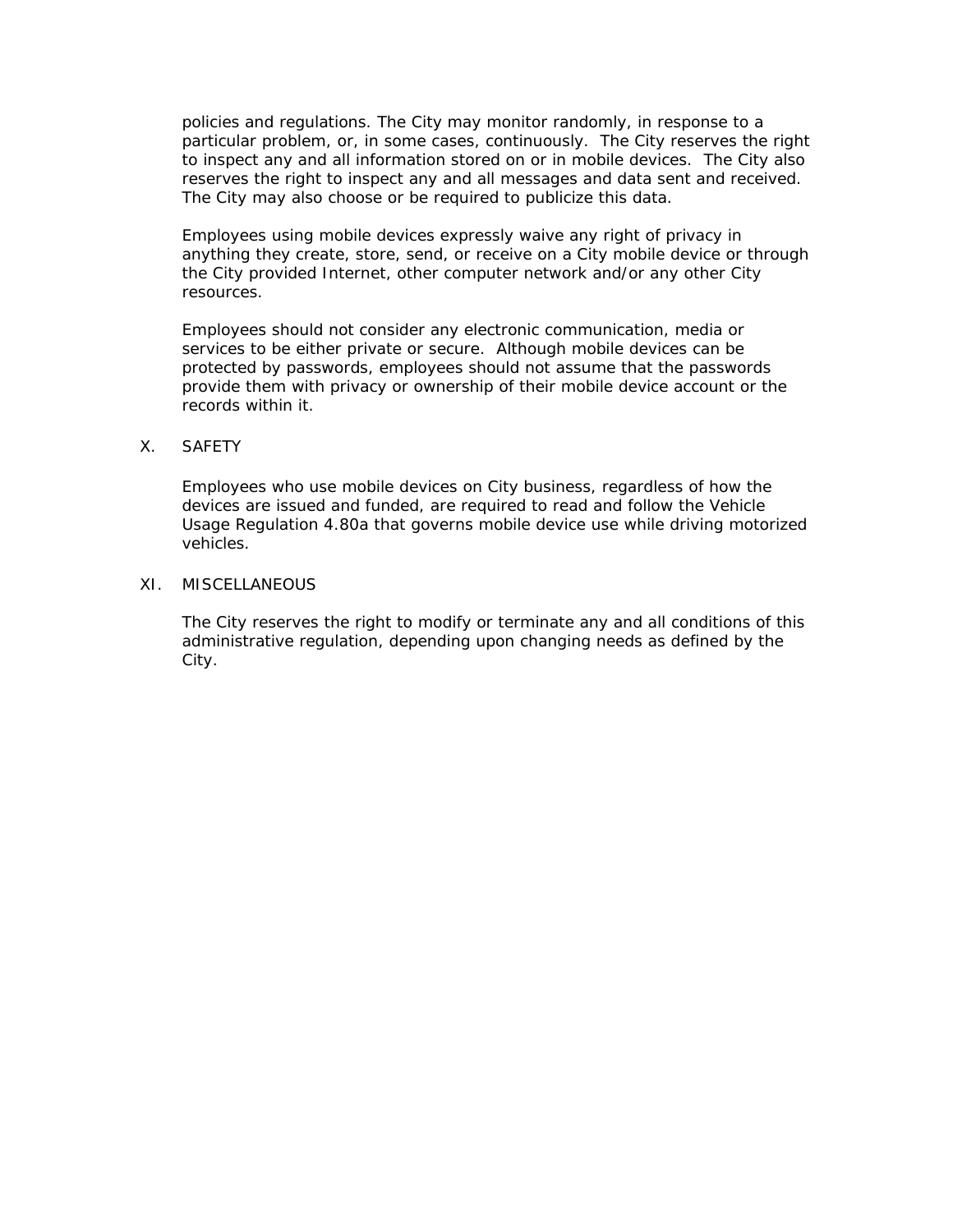policies and regulations. The City may monitor randomly, in response to a particular problem, or, in some cases, continuously. The City reserves the right to inspect any and all information stored on or in mobile devices. The City also reserves the right to inspect any and all messages and data sent and received. The City may also choose or be required to publicize this data.

Employees using mobile devices expressly waive any right of privacy in anything they create, store, send, or receive on a City mobile device or through the City provided Internet, other computer network and/or any other City resources.

Employees should not consider any electronic communication, media or services to be either private or secure. Although mobile devices can be protected by passwords, employees should not assume that the passwords provide them with privacy or ownership of their mobile device account or the records within it.

## X. SAFETY

Employees who use mobile devices on City business, regardless of how the devices are issued and funded, are required to read and follow the Vehicle Usage Regulation 4.80a that governs mobile device use while driving motorized vehicles.

## XI. MISCELLANEOUS

The City reserves the right to modify or terminate any and all conditions of this administrative regulation, depending upon changing needs as defined by the City.